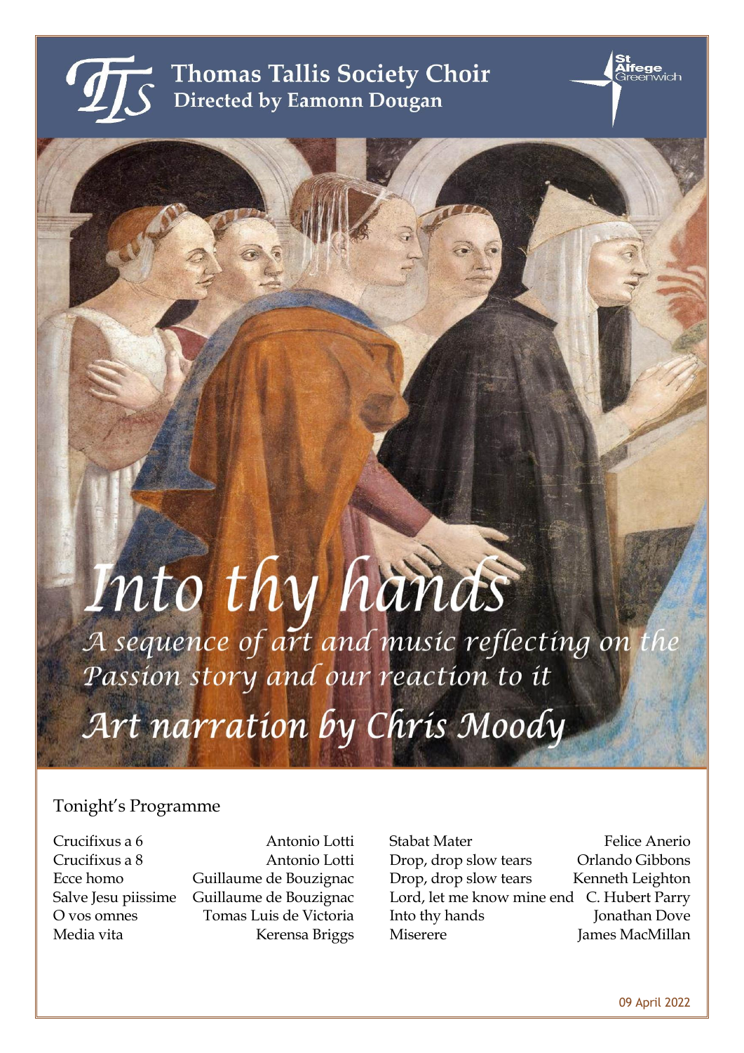# Thomas Tallis Society Choir
## Directed by Eamonn Dougan

St Alfege Greenwich

# *Into thy hands*

*A sequence of art and music reflecting on the Passion story and our reaction to it*

*Art narration by Chris Moody*

## Tonight's Programme

| | |
|---|---|
| Crucifixus a 6 | Antonio Lotti |
| Crucifixus a 8 | Antonio Lotti |
| Ecce homo | Guillaume de Bouzignac |
| Salve Jesu piissime | Guillaume de Bouzignac |
| O vos omnes | Tomas Luis de Victoria |
| Media vita | Kerensa Briggs |
| Stabat Mater | Felice Anerio |
| Drop, drop slow tears | Orlando Gibbons |
| Drop, drop slow tears | Kenneth Leighton |
| Lord, let me know mine end | C. Hubert Parry |
| Into thy hands | Jonathan Dove |
| Miserere | James MacMillan |

09 April 2022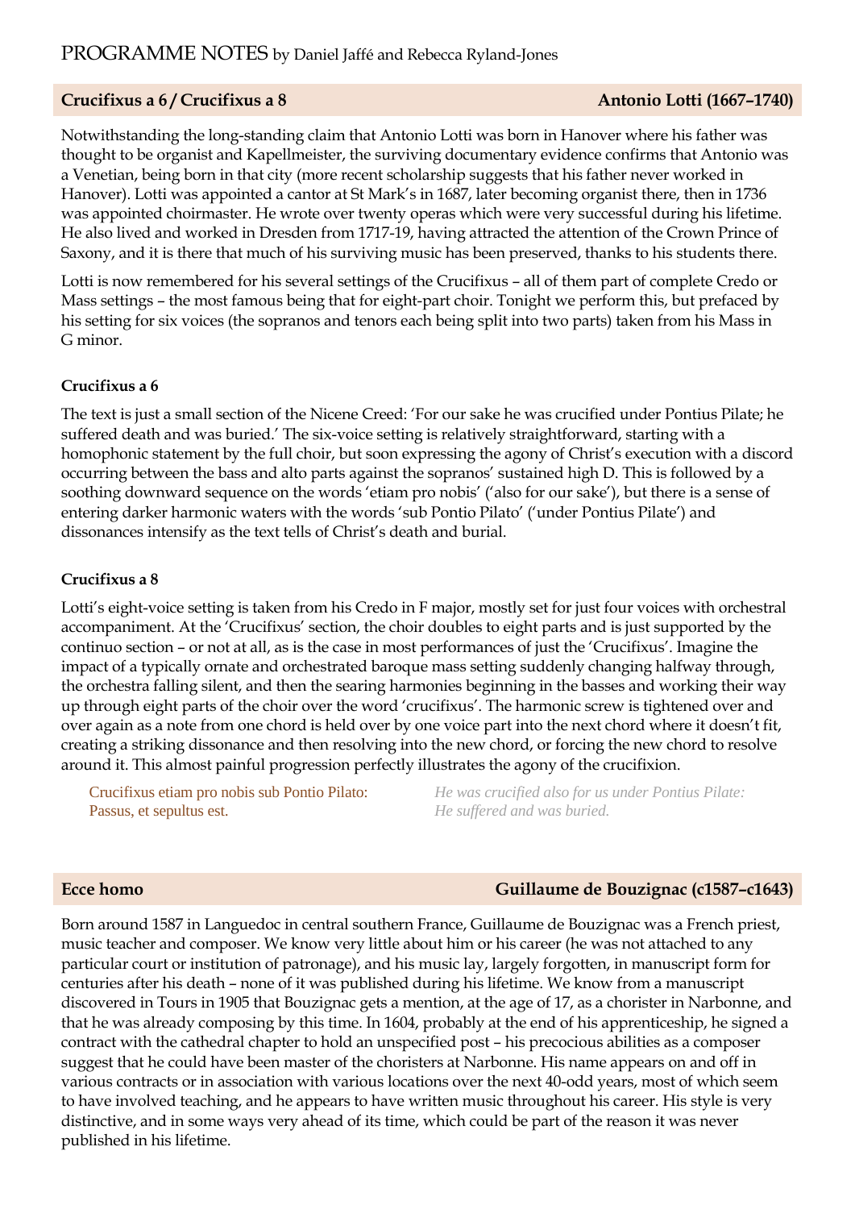# PROGRAMME NOTES by Daniel Jaffé and Rebecca Ryland-Jones

## Crucifixus a 6 / Crucifixus a 8 — Antonio Lotti (1667–1740)

Notwithstanding the long-standing claim that Antonio Lotti was born in Hanover where his father was thought to be organist and Kapellmeister, the surviving documentary evidence confirms that Antonio was a Venetian, being born in that city (more recent scholarship suggests that his father never worked in Hanover). Lotti was appointed a cantor at St Mark's in 1687, later becoming organist there, then in 1736 was appointed choirmaster. He wrote over twenty operas which were very successful during his lifetime. He also lived and worked in Dresden from 1717-19, having attracted the attention of the Crown Prince of Saxony, and it is there that much of his surviving music has been preserved, thanks to his students there.

Lotti is now remembered for his several settings of the Crucifixus – all of them part of complete Credo or Mass settings – the most famous being that for eight-part choir. Tonight we perform this, but prefaced by his setting for six voices (the sopranos and tenors each being split into two parts) taken from his Mass in G minor.

### Crucifixus a 6

The text is just a small section of the Nicene Creed: 'For our sake he was crucified under Pontius Pilate; he suffered death and was buried.' The six-voice setting is relatively straightforward, starting with a homophonic statement by the full choir, but soon expressing the agony of Christ's execution with a discord occurring between the bass and alto parts against the sopranos' sustained high D. This is followed by a soothing downward sequence on the words 'etiam pro nobis' ('also for our sake'), but there is a sense of entering darker harmonic waters with the words 'sub Pontio Pilato' ('under Pontius Pilate') and dissonances intensify as the text tells of Christ's death and burial.

### Crucifixus a 8

Lotti's eight-voice setting is taken from his Credo in F major, mostly set for just four voices with orchestral accompaniment. At the 'Crucifixus' section, the choir doubles to eight parts and is just supported by the continuo section – or not at all, as is the case in most performances of just the 'Crucifixus'. Imagine the impact of a typically ornate and orchestrated baroque mass setting suddenly changing halfway through, the orchestra falling silent, and then the searing harmonies beginning in the basses and working their way up through eight parts of the choir over the word 'crucifixus'. The harmonic screw is tightened over and over again as a note from one chord is held over by one voice part into the next chord where it doesn't fit, creating a striking dissonance and then resolving into the new chord, or forcing the new chord to resolve around it. This almost painful progression perfectly illustrates the agony of the crucifixion.

Crucifixus etiam pro nobis sub Pontio Pilato:
Passus, et sepultus est.

*He was crucified also for us under Pontius Pilate:*
*He suffered and was buried.*

## Ecce homo — Guillaume de Bouzignac (c1587–c1643)

Born around 1587 in Languedoc in central southern France, Guillaume de Bouzignac was a French priest, music teacher and composer. We know very little about him or his career (he was not attached to any particular court or institution of patronage), and his music lay, largely forgotten, in manuscript form for centuries after his death – none of it was published during his lifetime. We know from a manuscript discovered in Tours in 1905 that Bouzignac gets a mention, at the age of 17, as a chorister in Narbonne, and that he was already composing by this time. In 1604, probably at the end of his apprenticeship, he signed a contract with the cathedral chapter to hold an unspecified post – his precocious abilities as a composer suggest that he could have been master of the choristers at Narbonne. His name appears on and off in various contracts or in association with various locations over the next 40-odd years, most of which seem to have involved teaching, and he appears to have written music throughout his career. His style is very distinctive, and in some ways very ahead of its time, which could be part of the reason it was never published in his lifetime.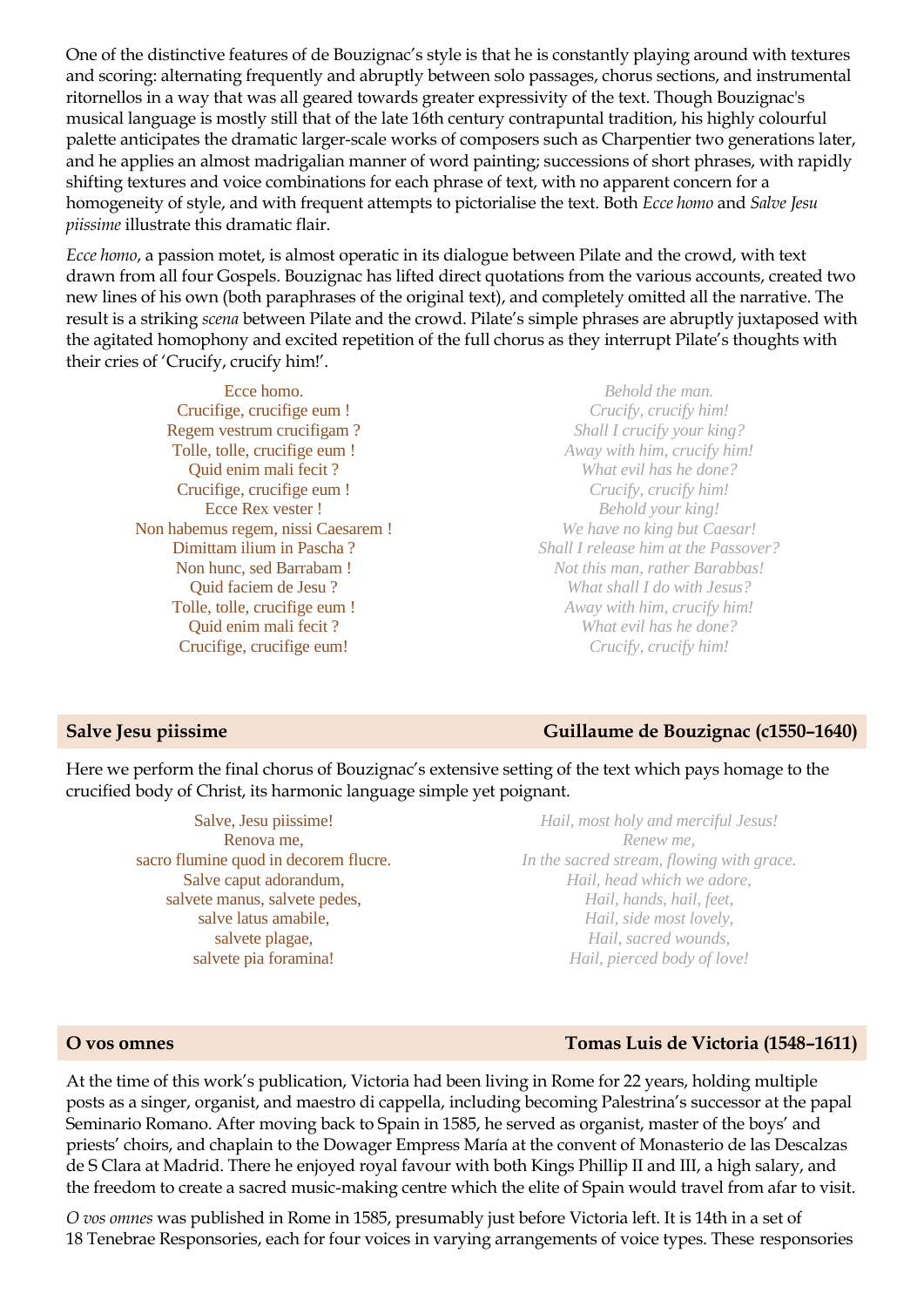One of the distinctive features of de Bouzignac's style is that he is constantly playing around with textures and scoring: alternating frequently and abruptly between solo passages, chorus sections, and instrumental ritornellos in a way that was all geared towards greater expressivity of the text. Though Bouzignac's musical language is mostly still that of the late 16th century contrapuntal tradition, his highly colourful palette anticipates the dramatic larger-scale works of composers such as Charpentier two generations later, and he applies an almost madrigalian manner of word painting; successions of short phrases, with rapidly shifting textures and voice combinations for each phrase of text, with no apparent concern for a homogeneity of style, and with frequent attempts to pictorialise the text. Both *Ecce homo* and *Salve Jesu piissime* illustrate this dramatic flair.

*Ecce homo*, a passion motet, is almost operatic in its dialogue between Pilate and the crowd, with text drawn from all four Gospels. Bouzignac has lifted direct quotations from the various accounts, created two new lines of his own (both paraphrases of the original text), and completely omitted all the narrative. The result is a striking *scena* between Pilate and the crowd. Pilate's simple phrases are abruptly juxtaposed with the agitated homophony and excited repetition of the full chorus as they interrupt Pilate's thoughts with their cries of 'Crucify, crucify him!'.

| | |
|---|---|
| Ecce homo. | *Behold the man.* |
| Crucifige, crucifige eum ! | *Crucify, crucify him!* |
| Regem vestrum crucifigam ? | *Shall I crucify your king?* |
| Tolle, tolle, crucifige eum ! | *Away with him, crucify him!* |
| Quid enim mali fecit ? | *What evil has he done?* |
| Crucifige, crucifige eum ! | *Crucify, crucify him!* |
| Ecce Rex vester ! | *Behold your king!* |
| Non habemus regem, nissi Caesarem ! | *We have no king but Caesar!* |
| Dimittam ilium in Pascha ? | *Shall I release him at the Passover?* |
| Non hunc, sed Barrabam ! | *Not this man, rather Barabbas!* |
| Quid faciem de Jesu ? | *What shall I do with Jesus?* |
| Tolle, tolle, crucifige eum ! | *Away with him, crucify him!* |
| Quid enim mali fecit ? | *What evil has he done?* |
| Crucifige, crucifige eum! | *Crucify, crucify him!* |

## Salve Jesu piissime — Guillaume de Bouzignac (c1550–1640)

Here we perform the final chorus of Bouzignac's extensive setting of the text which pays homage to the crucified body of Christ, its harmonic language simple yet poignant.

| | |
|---|---|
| Salve, Jesu piissime! | *Hail, most holy and merciful Jesus!* |
| Renova me, | *Renew me,* |
| sacro flumine quod in decorem flucre. | *In the sacred stream, flowing with grace.* |
| Salve caput adorandum, | *Hail, head which we adore,* |
| salvete manus, salvete pedes, | *Hail, hands, hail, feet,* |
| salve latus amabile, | *Hail, side most lovely,* |
| salvete plagae, | *Hail, sacred wounds,* |
| salvete pia foramina! | *Hail, pierced body of love!* |

## O vos omnes — Tomas Luis de Victoria (1548–1611)

At the time of this work's publication, Victoria had been living in Rome for 22 years, holding multiple posts as a singer, organist, and maestro di cappella, including becoming Palestrina's successor at the papal Seminario Romano. After moving back to Spain in 1585, he served as organist, master of the boys' and priests' choirs, and chaplain to the Dowager Empress María at the convent of Monasterio de las Descalzas de S Clara at Madrid. There he enjoyed royal favour with both Kings Phillip II and III, a high salary, and the freedom to create a sacred music-making centre which the elite of Spain would travel from afar to visit.

*O vos omnes* was published in Rome in 1585, presumably just before Victoria left. It is 14th in a set of 18 Tenebrae Responsories, each for four voices in varying arrangements of voice types. These responsories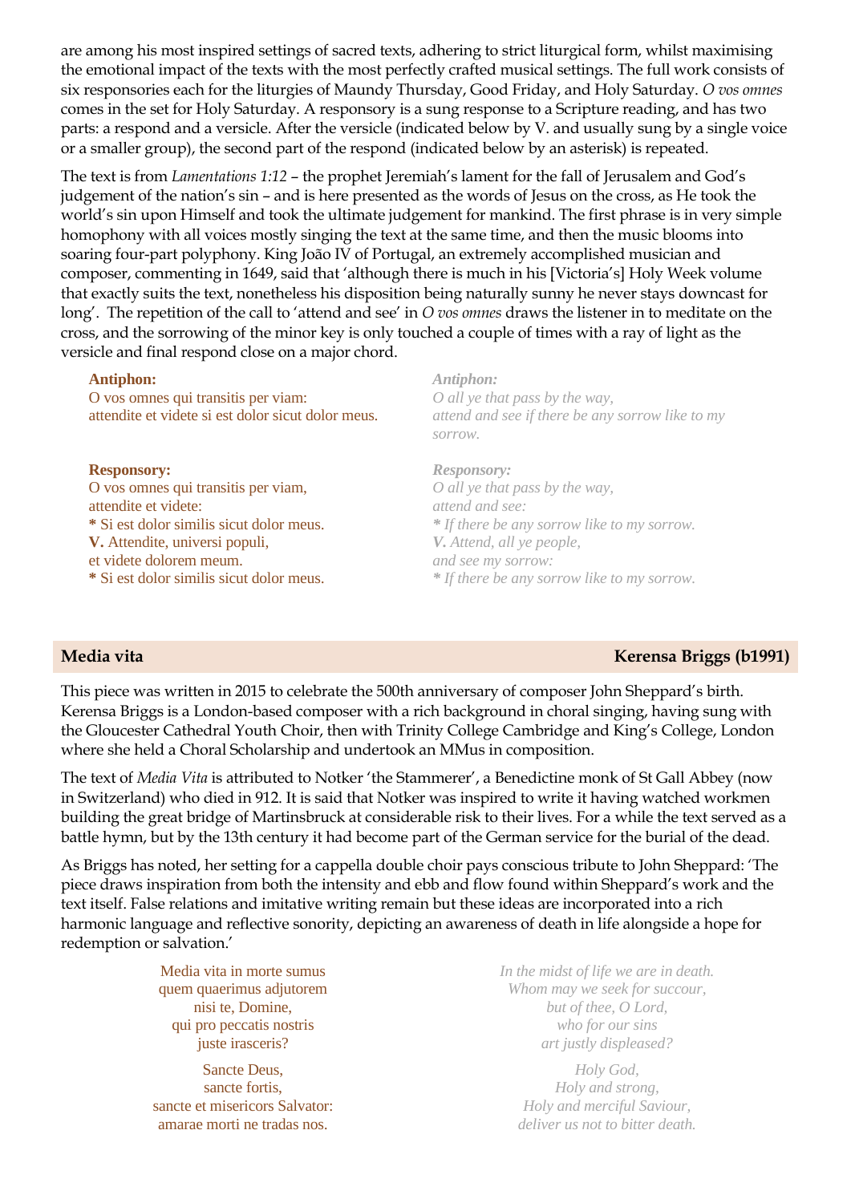are among his most inspired settings of sacred texts, adhering to strict liturgical form, whilst maximising the emotional impact of the texts with the most perfectly crafted musical settings. The full work consists of six responsories each for the liturgies of Maundy Thursday, Good Friday, and Holy Saturday. *O vos omnes* comes in the set for Holy Saturday. A responsory is a sung response to a Scripture reading, and has two parts: a respond and a versicle. After the versicle (indicated below by V. and usually sung by a single voice or a smaller group), the second part of the respond (indicated below by an asterisk) is repeated.

The text is from *Lamentations 1:12* – the prophet Jeremiah's lament for the fall of Jerusalem and God's judgement of the nation's sin – and is here presented as the words of Jesus on the cross, as He took the world's sin upon Himself and took the ultimate judgement for mankind. The first phrase is in very simple homophony with all voices mostly singing the text at the same time, and then the music blooms into soaring four-part polyphony. King João IV of Portugal, an extremely accomplished musician and composer, commenting in 1649, said that 'although there is much in his [Victoria's] Holy Week volume that exactly suits the text, nonetheless his disposition being naturally sunny he never stays downcast for long'. The repetition of the call to 'attend and see' in *O vos omnes* draws the listener in to meditate on the cross, and the sorrowing of the minor key is only touched a couple of times with a ray of light as the versicle and final respond close on a major chord.

**Antiphon:**
O vos omnes qui transitis per viam:
attendite et videte si est dolor sicut dolor meus.

***Antiphon:***
*O all ye that pass by the way,*
*attend and see if there be any sorrow like to my sorrow.*

**Responsory:**
O vos omnes qui transitis per viam,
attendite et videte:
**\*** Si est dolor similis sicut dolor meus.
**V.** Attendite, universi populi,
et videte dolorem meum.
**\*** Si est dolor similis sicut dolor meus.

***Responsory:***
*O all ye that pass by the way,*
*attend and see:*
***\**** *If there be any sorrow like to my sorrow.*
***V.*** *Attend, all ye people,*
*and see my sorrow:*
***\**** *If there be any sorrow like to my sorrow.*

## Media vita — Kerensa Briggs (b1991)

This piece was written in 2015 to celebrate the 500th anniversary of composer John Sheppard's birth. Kerensa Briggs is a London-based composer with a rich background in choral singing, having sung with the Gloucester Cathedral Youth Choir, then with Trinity College Cambridge and King's College, London where she held a Choral Scholarship and undertook an MMus in composition.

The text of *Media Vita* is attributed to Notker 'the Stammerer', a Benedictine monk of St Gall Abbey (now in Switzerland) who died in 912. It is said that Notker was inspired to write it having watched workmen building the great bridge of Martinsbruck at considerable risk to their lives. For a while the text served as a battle hymn, but by the 13th century it had become part of the German service for the burial of the dead.

As Briggs has noted, her setting for a cappella double choir pays conscious tribute to John Sheppard: 'The piece draws inspiration from both the intensity and ebb and flow found within Sheppard's work and the text itself. False relations and imitative writing remain but these ideas are incorporated into a rich harmonic language and reflective sonority, depicting an awareness of death in life alongside a hope for redemption or salvation.'

Media vita in morte sumus
quem quaerimus adjutorem
nisi te, Domine,
qui pro peccatis nostris
juste irasceris?

Sancte Deus,
sancte fortis,
sancte et misericors Salvator:
amarae morti ne tradas nos.

*In the midst of life we are in death.*
*Whom may we seek for succour,*
*but of thee, O Lord,*
*who for our sins*
*art justly displeased?*

*Holy God,*
*Holy and strong,*
*Holy and merciful Saviour,*
*deliver us not to bitter death.*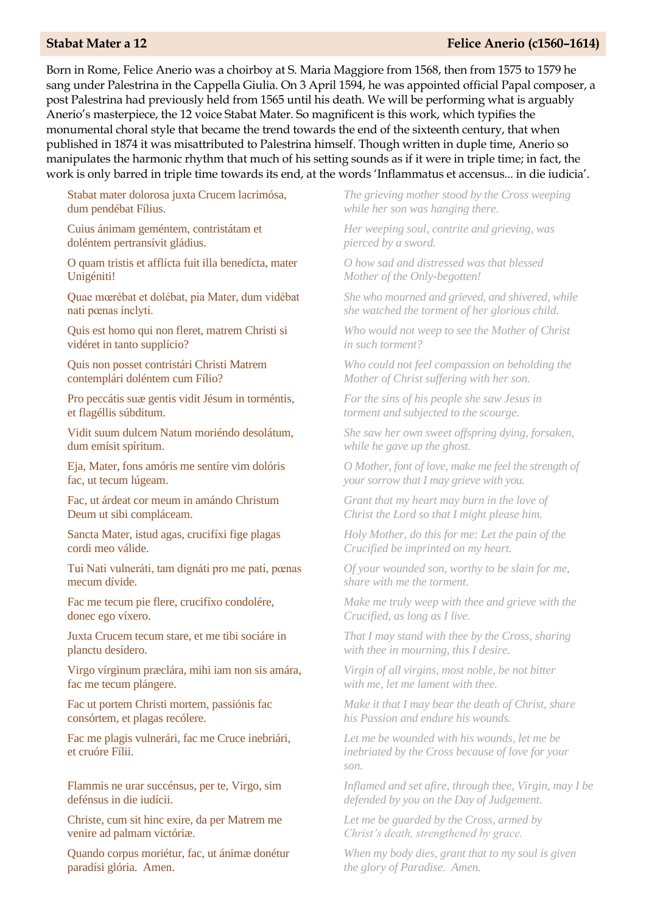## Stabat Mater a 12 — Felice Anerio (c1560–1614)

Born in Rome, Felice Anerio was a choirboy at S. Maria Maggiore from 1568, then from 1575 to 1579 he sang under Palestrina in the Cappella Giulia. On 3 April 1594, he was appointed official Papal composer, a post Palestrina had previously held from 1565 until his death. We will be performing what is arguably Anerio's masterpiece, the 12 voice Stabat Mater. So magnificent is this work, which typifies the monumental choral style that became the trend towards the end of the sixteenth century, that when published in 1874 it was misattributed to Palestrina himself. Though written in duple time, Anerio so manipulates the harmonic rhythm that much of his setting sounds as if it were in triple time; in fact, the work is only barred in triple time towards its end, at the words 'Inflammatus et accensus... in die iudicia'.

| | |
|---|---|
| Stabat mater dolorosa juxta Crucem lacrimósa, dum pendébat Fílius. | *The grieving mother stood by the Cross weeping while her son was hanging there.* |
| Cuius ánimam geméntem, contristátam et doléntem pertransívit gládius. | *Her weeping soul, contrite and grieving, was pierced by a sword.* |
| O quam tristis et afflícta fuit illa benedícta, mater Unigéniti! | *O how sad and distressed was that blessed Mother of the Only-begotten!* |
| Quae mœrébat et dolébat, pia Mater, dum vidébat nati pœnas ínclyti. | *She who mourned and grieved, and shivered, while she watched the torment of her glorious child.* |
| Quis est homo qui non fleret, matrem Christi si vidéret in tanto supplício? | *Who would not weep to see the Mother of Christ in such torment?* |
| Quis non posset contristári Christi Matrem contemplári doléntem cum Fílio? | *Who could not feel compassion on beholding the Mother of Christ suffering with her son.* |
| Pro peccátis suæ gentis vidit Jésum in torméntis, et flagéllis súbditum. | *For the sins of his people she saw Jesus in torment and subjected to the scourge.* |
| Vidit suum dulcem Natum moriéndo desolátum, dum emísit spíritum. | *She saw her own sweet offspring dying, forsaken, while he gave up the ghost.* |
| Eja, Mater, fons amóris me sentíre vim dolóris fac, ut tecum lúgeam. | *O Mother, font of love, make me feel the strength of your sorrow that I may grieve with you.* |
| Fac, ut árdeat cor meum in amándo Christum Deum ut sibi compláceam. | *Grant that my heart may burn in the love of Christ the Lord so that I might please him.* |
| Sancta Mater, istud agas, crucifíxi fige plagas cordi meo válide. | *Holy Mother, do this for me: Let the pain of the Crucified be imprinted on my heart.* |
| Tui Nati vulneráti, tam dignáti pro me pati, pœnas mecum dívide. | *Of your wounded son, worthy to be slain for me, share with me the torment.* |
| Fac me tecum pie flere, crucifíxo condolére, donec ego víxero. | *Make me truly weep with thee and grieve with the Crucified, as long as I live.* |
| Juxta Crucem tecum stare, et me tibi sociáre in planctu desídero. | *That I may stand with thee by the Cross, sharing with thee in mourning, this I desire.* |
| Virgo vírginum præclára, mihi iam non sis amára, fac me tecum plángere. | *Virgin of all virgins, most noble, be not bitter with me, let me lament with thee.* |
| Fac ut portem Christi mortem, passiónis fac consórtem, et plagas recólere. | *Make it that I may bear the death of Christ, share his Passion and endure his wounds.* |
| Fac me plagis vulnerári, fac me Cruce inebriári, et cruóre Fílii. | *Let me be wounded with his wounds, let me be inebriated by the Cross because of love for your son.* |
| Flammis ne urar succénsus, per te, Virgo, sim defénsus in die iudícii. | *Inflamed and set afire, through thee, Virgin, may I be defended by you on the Day of Judgement.* |
| Christe, cum sit hinc exire, da per Matrem me venire ad palmam victóriæ. | *Let me be guarded by the Cross, armed by Christ's death, strengthened by grace.* |
| Quando corpus moriétur, fac, ut ánimæ donétur paradísi glória. Amen. | *When my body dies, grant that to my soul is given the glory of Paradise. Amen.* |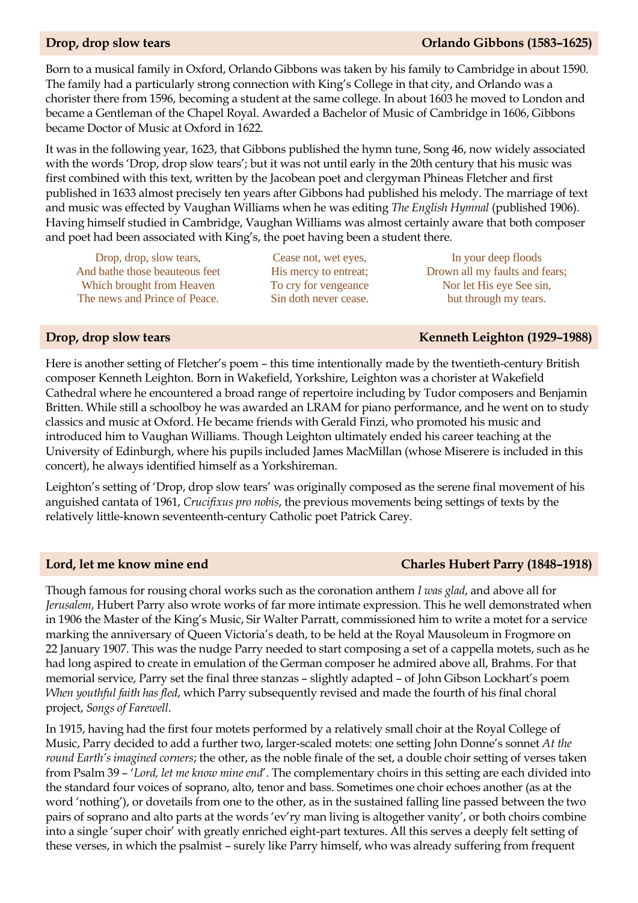## Drop, drop slow tears — Orlando Gibbons (1583–1625)

Born to a musical family in Oxford, Orlando Gibbons was taken by his family to Cambridge in about 1590. The family had a particularly strong connection with King's College in that city, and Orlando was a chorister there from 1596, becoming a student at the same college. In about 1603 he moved to London and became a Gentleman of the Chapel Royal. Awarded a Bachelor of Music of Cambridge in 1606, Gibbons became Doctor of Music at Oxford in 1622.

It was in the following year, 1623, that Gibbons published the hymn tune, Song 46, now widely associated with the words 'Drop, drop slow tears'; but it was not until early in the 20th century that his music was first combined with this text, written by the Jacobean poet and clergyman Phineas Fletcher and first published in 1633 almost precisely ten years after Gibbons had published his melody. The marriage of text and music was effected by Vaughan Williams when he was editing *The English Hymnal* (published 1906). Having himself studied in Cambridge, Vaughan Williams was almost certainly aware that both composer and poet had been associated with King's, the poet having been a student there.

Drop, drop, slow tears,
And bathe those beauteous feet
Which brought from Heaven
The news and Prince of Peace.

Cease not, wet eyes,
His mercy to entreat;
To cry for vengeance
Sin doth never cease.

In your deep floods
Drown all my faults and fears;
Nor let His eye See sin,
but through my tears.

## Drop, drop slow tears — Kenneth Leighton (1929–1988)

Here is another setting of Fletcher's poem – this time intentionally made by the twentieth-century British composer Kenneth Leighton. Born in Wakefield, Yorkshire, Leighton was a chorister at Wakefield Cathedral where he encountered a broad range of repertoire including by Tudor composers and Benjamin Britten. While still a schoolboy he was awarded an LRAM for piano performance, and he went on to study classics and music at Oxford. He became friends with Gerald Finzi, who promoted his music and introduced him to Vaughan Williams. Though Leighton ultimately ended his career teaching at the University of Edinburgh, where his pupils included James MacMillan (whose Miserere is included in this concert), he always identified himself as a Yorkshireman.

Leighton's setting of 'Drop, drop slow tears' was originally composed as the serene final movement of his anguished cantata of 1961, *Crucifixus pro nobis*, the previous movements being settings of texts by the relatively little-known seventeenth-century Catholic poet Patrick Carey.

## Lord, let me know mine end — Charles Hubert Parry (1848–1918)

Though famous for rousing choral works such as the coronation anthem *I was glad*, and above all for *Jerusalem*, Hubert Parry also wrote works of far more intimate expression. This he well demonstrated when in 1906 the Master of the King's Music, Sir Walter Parratt, commissioned him to write a motet for a service marking the anniversary of Queen Victoria's death, to be held at the Royal Mausoleum in Frogmore on 22 January 1907. This was the nudge Parry needed to start composing a set of a cappella motets, such as he had long aspired to create in emulation of the German composer he admired above all, Brahms. For that memorial service, Parry set the final three stanzas – slightly adapted – of John Gibson Lockhart's poem *When youthful faith has fled*, which Parry subsequently revised and made the fourth of his final choral project, *Songs of Farewell*.

In 1915, having had the first four motets performed by a relatively small choir at the Royal College of Music, Parry decided to add a further two, larger-scaled motets: one setting John Donne's sonnet *At the round Earth's imagined corners*; the other, as the noble finale of the set, a double choir setting of verses taken from Psalm 39 – '*Lord, let me know mine end*'. The complementary choirs in this setting are each divided into the standard four voices of soprano, alto, tenor and bass. Sometimes one choir echoes another (as at the word 'nothing'), or dovetails from one to the other, as in the sustained falling line passed between the two pairs of soprano and alto parts at the words 'ev'ry man living is altogether vanity', or both choirs combine into a single 'super choir' with greatly enriched eight-part textures. All this serves a deeply felt setting of these verses, in which the psalmist – surely like Parry himself, who was already suffering from frequent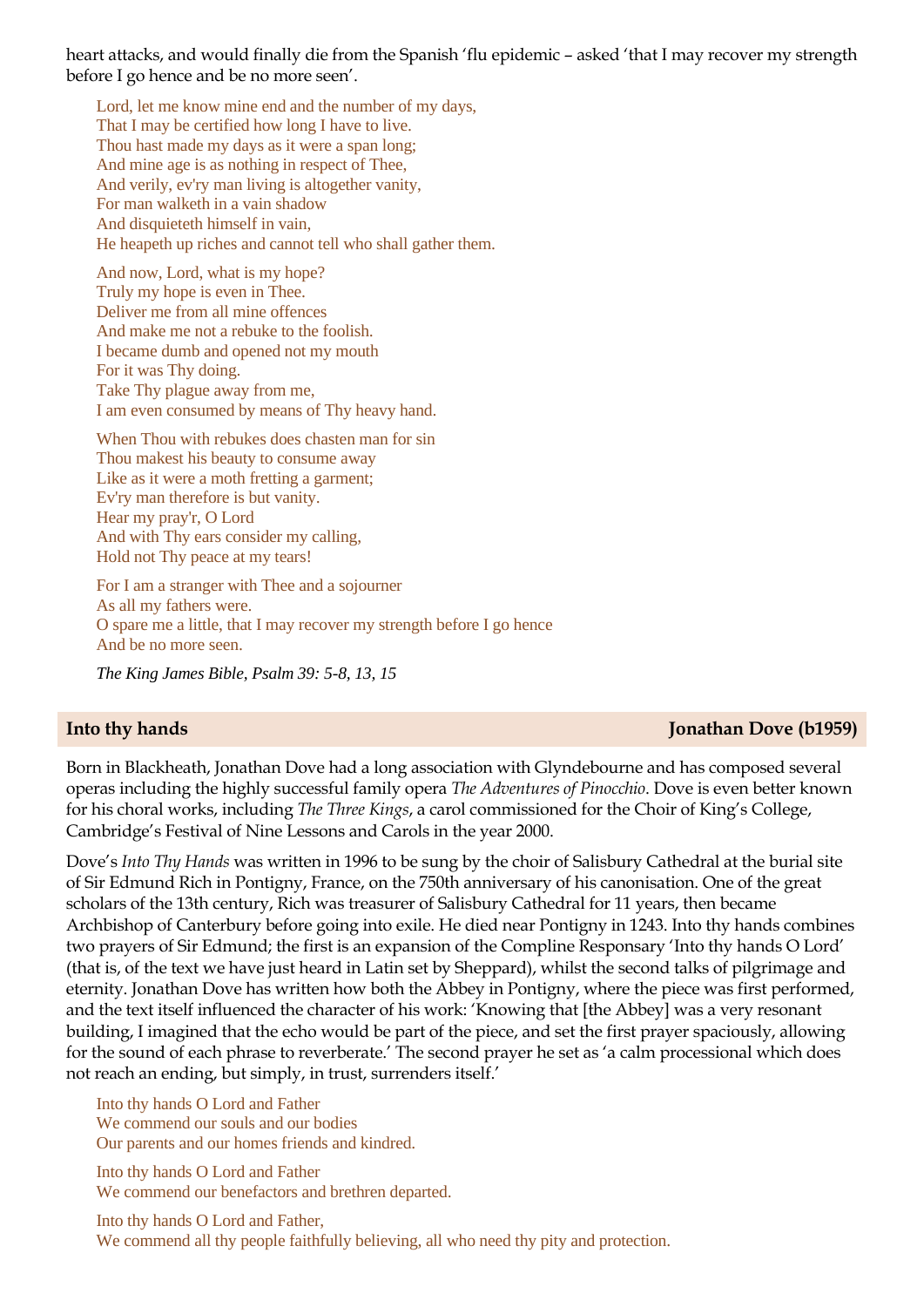heart attacks, and would finally die from the Spanish 'flu epidemic – asked 'that I may recover my strength before I go hence and be no more seen'.

> Lord, let me know mine end and the number of my days,
> That I may be certified how long I have to live.
> Thou hast made my days as it were a span long;
> And mine age is as nothing in respect of Thee,
> And verily, ev'ry man living is altogether vanity,
> For man walketh in a vain shadow
> And disquieteth himself in vain,
> He heapeth up riches and cannot tell who shall gather them.
>
> And now, Lord, what is my hope?
> Truly my hope is even in Thee.
> Deliver me from all mine offences
> And make me not a rebuke to the foolish.
> I became dumb and opened not my mouth
> For it was Thy doing.
> Take Thy plague away from me,
> I am even consumed by means of Thy heavy hand.
>
> When Thou with rebukes does chasten man for sin
> Thou makest his beauty to consume away
> Like as it were a moth fretting a garment;
> Ev'ry man therefore is but vanity.
> Hear my pray'r, O Lord
> And with Thy ears consider my calling,
> Hold not Thy peace at my tears!
>
> For I am a stranger with Thee and a sojourner
> As all my fathers were.
> O spare me a little, that I may recover my strength before I go hence
> And be no more seen.
>
> *The King James Bible, Psalm 39: 5-8, 13, 15*

## Into thy hands — Jonathan Dove (b1959)

Born in Blackheath, Jonathan Dove had a long association with Glyndebourne and has composed several operas including the highly successful family opera *The Adventures of Pinocchio*. Dove is even better known for his choral works, including *The Three Kings*, a carol commissioned for the Choir of King's College, Cambridge's Festival of Nine Lessons and Carols in the year 2000.

Dove's *Into Thy Hands* was written in 1996 to be sung by the choir of Salisbury Cathedral at the burial site of Sir Edmund Rich in Pontigny, France, on the 750th anniversary of his canonisation. One of the great scholars of the 13th century, Rich was treasurer of Salisbury Cathedral for 11 years, then became Archbishop of Canterbury before going into exile. He died near Pontigny in 1243. Into thy hands combines two prayers of Sir Edmund; the first is an expansion of the Compline Responsary 'Into thy hands O Lord' (that is, of the text we have just heard in Latin set by Sheppard), whilst the second talks of pilgrimage and eternity. Jonathan Dove has written how both the Abbey in Pontigny, where the piece was first performed, and the text itself influenced the character of his work: 'Knowing that [the Abbey] was a very resonant building, I imagined that the echo would be part of the piece, and set the first prayer spaciously, allowing for the sound of each phrase to reverberate.' The second prayer he set as 'a calm processional which does not reach an ending, but simply, in trust, surrenders itself.'

> Into thy hands O Lord and Father
> We commend our souls and our bodies
> Our parents and our homes friends and kindred.
>
> Into thy hands O Lord and Father
> We commend our benefactors and brethren departed.
>
> Into thy hands O Lord and Father,
> We commend all thy people faithfully believing, all who need thy pity and protection.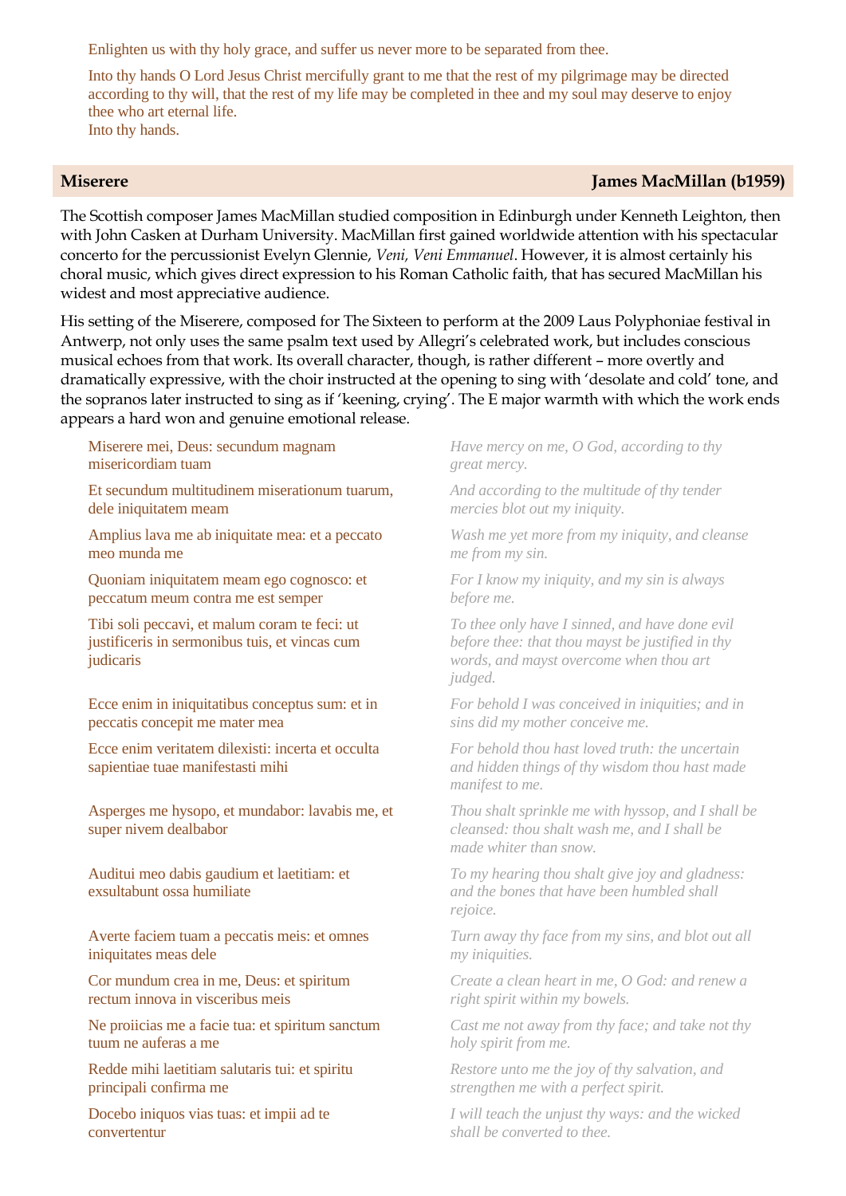Enlighten us with thy holy grace, and suffer us never more to be separated from thee.

Into thy hands O Lord Jesus Christ mercifully grant to me that the rest of my pilgrimage may be directed according to thy will, that the rest of my life may be completed in thee and my soul may deserve to enjoy thee who art eternal life.
Into thy hands.

## Miserere — James MacMillan (b1959)

The Scottish composer James MacMillan studied composition in Edinburgh under Kenneth Leighton, then with John Casken at Durham University. MacMillan first gained worldwide attention with his spectacular concerto for the percussionist Evelyn Glennie, *Veni, Veni Emmanuel*. However, it is almost certainly his choral music, which gives direct expression to his Roman Catholic faith, that has secured MacMillan his widest and most appreciative audience.

His setting of the Miserere, composed for The Sixteen to perform at the 2009 Laus Polyphoniae festival in Antwerp, not only uses the same psalm text used by Allegri's celebrated work, but includes conscious musical echoes from that work. Its overall character, though, is rather different – more overtly and dramatically expressive, with the choir instructed at the opening to sing with 'desolate and cold' tone, and the sopranos later instructed to sing as if 'keening, crying'. The E major warmth with which the work ends appears a hard won and genuine emotional release.

Miserere mei, Deus: secundum magnam misericordiam tuam
*Have mercy on me, O God, according to thy great mercy.*

Et secundum multitudinem miserationum tuarum, dele iniquitatem meam
*And according to the multitude of thy tender mercies blot out my iniquity.*

Amplius lava me ab iniquitate mea: et a peccato meo munda me
*Wash me yet more from my iniquity, and cleanse me from my sin.*

Quoniam iniquitatem meam ego cognosco: et peccatum meum contra me est semper
*For I know my iniquity, and my sin is always before me.*

Tibi soli peccavi, et malum coram te feci: ut justificeris in sermonibus tuis, et vincas cum judicaris
*To thee only have I sinned, and have done evil before thee: that thou mayst be justified in thy words, and mayst overcome when thou art judged.*

Ecce enim in iniquitatibus conceptus sum: et in peccatis concepit me mater mea
*For behold I was conceived in iniquities; and in sins did my mother conceive me.*

Ecce enim veritatem dilexisti: incerta et occulta sapientiae tuae manifestasti mihi
*For behold thou hast loved truth: the uncertain and hidden things of thy wisdom thou hast made manifest to me.*

Asperges me hysopo, et mundabor: lavabis me, et super nivem dealbabor
*Thou shalt sprinkle me with hyssop, and I shall be cleansed: thou shalt wash me, and I shall be made whiter than snow.*

Auditui meo dabis gaudium et laetitiam: et exsultabunt ossa humiliate
*To my hearing thou shalt give joy and gladness: and the bones that have been humbled shall rejoice.*

Averte faciem tuam a peccatis meis: et omnes iniquitates meas dele
*Turn away thy face from my sins, and blot out all my iniquities.*

Cor mundum crea in me, Deus: et spiritum rectum innova in visceribus meis
*Create a clean heart in me, O God: and renew a right spirit within my bowels.*

Ne proiicias me a facie tua: et spiritum sanctum tuum ne auferas a me
*Cast me not away from thy face; and take not thy holy spirit from me.*

Redde mihi laetitiam salutaris tui: et spiritu principali confirma me
*Restore unto me the joy of thy salvation, and strengthen me with a perfect spirit.*

Docebo iniquos vias tuas: et impii ad te convertentur
*I will teach the unjust thy ways: and the wicked shall be converted to thee.*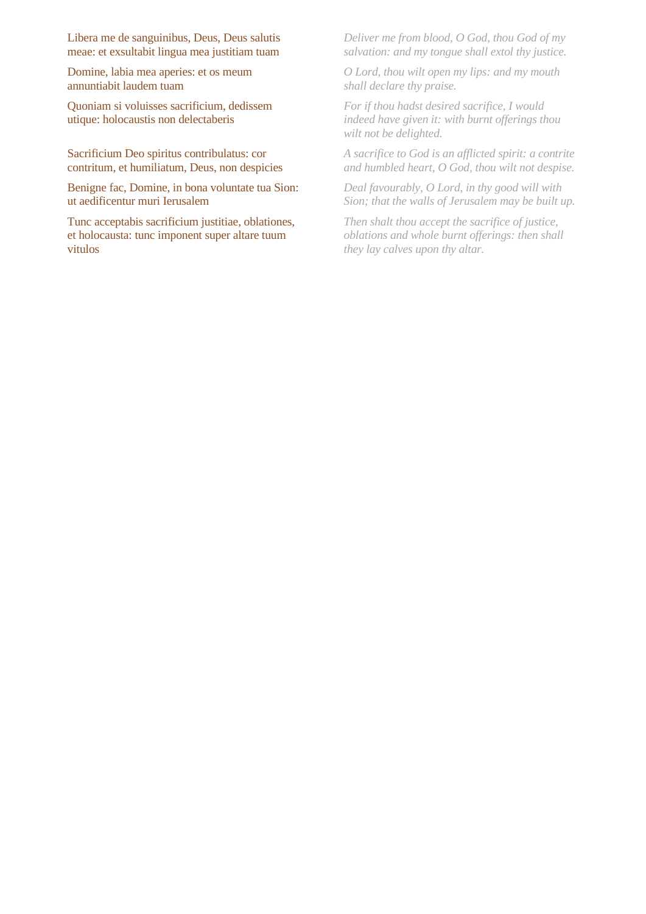Libera me de sanguinibus, Deus, Deus salutis meae: et exsultabit lingua mea justitiam tuam

*Deliver me from blood, O God, thou God of my salvation: and my tongue shall extol thy justice.*

Domine, labia mea aperies: et os meum annuntiabit laudem tuam

*O Lord, thou wilt open my lips: and my mouth shall declare thy praise.*

Quoniam si voluisses sacrificium, dedissem utique: holocaustis non delectaberis

*For if thou hadst desired sacrifice, I would indeed have given it: with burnt offerings thou wilt not be delighted.*

Sacrificium Deo spiritus contribulatus: cor contritum, et humiliatum, Deus, non despicies

*A sacrifice to God is an afflicted spirit: a contrite and humbled heart, O God, thou wilt not despise.*

Benigne fac, Domine, in bona voluntate tua Sion: ut aedificentur muri Ierusalem

*Deal favourably, O Lord, in thy good will with Sion; that the walls of Jerusalem may be built up.*

Tunc acceptabis sacrificium justitiae, oblationes, et holocausta: tunc imponent super altare tuum vitulos

*Then shalt thou accept the sacrifice of justice, oblations and whole burnt offerings: then shall they lay calves upon thy altar.*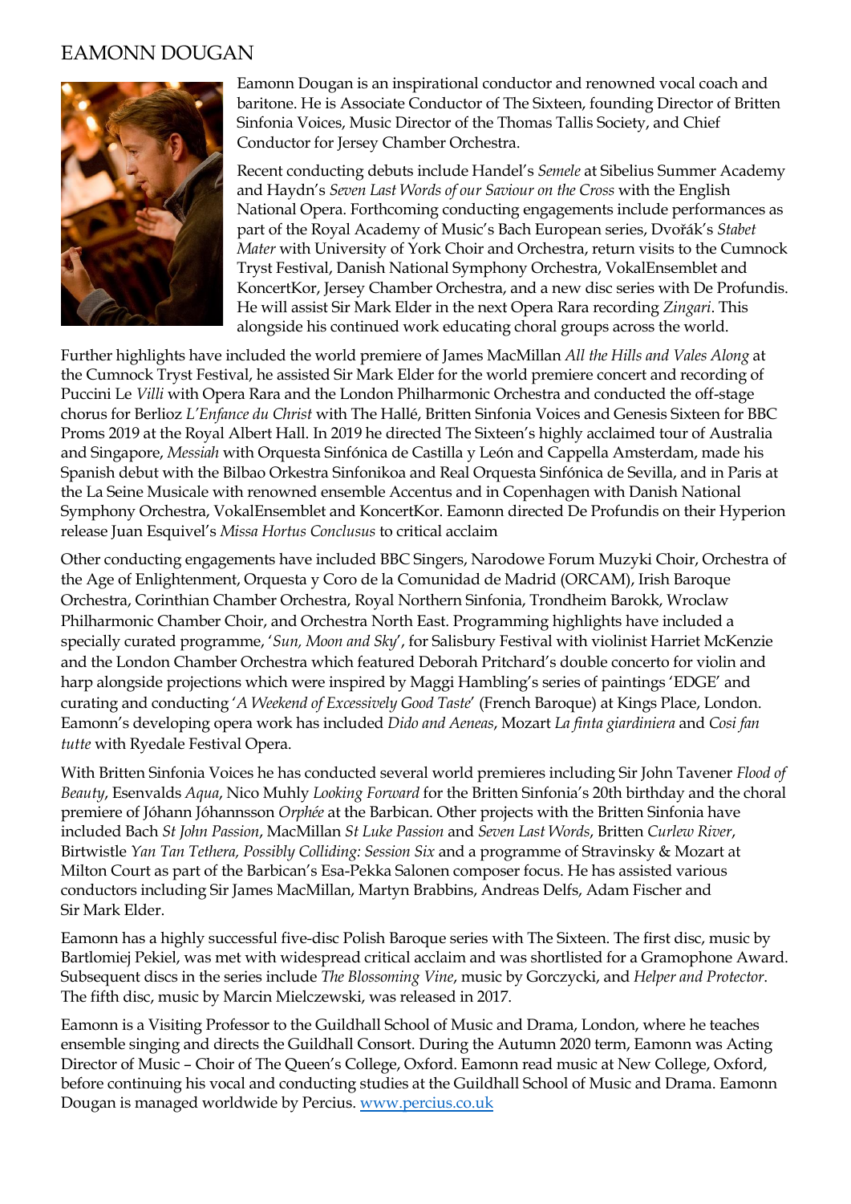# EAMONN DOUGAN

Eamonn Dougan is an inspirational conductor and renowned vocal coach and baritone. He is Associate Conductor of The Sixteen, founding Director of Britten Sinfonia Voices, Music Director of the Thomas Tallis Society, and Chief Conductor for Jersey Chamber Orchestra.

Recent conducting debuts include Handel's *Semele* at Sibelius Summer Academy and Haydn's *Seven Last Words of our Saviour on the Cross* with the English National Opera. Forthcoming conducting engagements include performances as part of the Royal Academy of Music's Bach European series, Dvořák's *Stabet Mater* with University of York Choir and Orchestra, return visits to the Cumnock Tryst Festival, Danish National Symphony Orchestra, VokalEnsemblet and KoncertKor, Jersey Chamber Orchestra, and a new disc series with De Profundis. He will assist Sir Mark Elder in the next Opera Rara recording *Zingari*. This alongside his continued work educating choral groups across the world.

Further highlights have included the world premiere of James MacMillan *All the Hills and Vales Along* at the Cumnock Tryst Festival, he assisted Sir Mark Elder for the world premiere concert and recording of Puccini Le *Villi* with Opera Rara and the London Philharmonic Orchestra and conducted the off-stage chorus for Berlioz *L'Enfance du Christ* with The Hallé, Britten Sinfonia Voices and Genesis Sixteen for BBC Proms 2019 at the Royal Albert Hall. In 2019 he directed The Sixteen's highly acclaimed tour of Australia and Singapore, *Messiah* with Orquesta Sinfónica de Castilla y León and Cappella Amsterdam, made his Spanish debut with the Bilbao Orkestra Sinfonikoa and Real Orquesta Sinfónica de Sevilla, and in Paris at the La Seine Musicale with renowned ensemble Accentus and in Copenhagen with Danish National Symphony Orchestra, VokalEnsemblet and KoncertKor. Eamonn directed De Profundis on their Hyperion release Juan Esquivel's *Missa Hortus Conclusus* to critical acclaim

Other conducting engagements have included BBC Singers, Narodowe Forum Muzyki Choir, Orchestra of the Age of Enlightenment, Orquesta y Coro de la Comunidad de Madrid (ORCAM), Irish Baroque Orchestra, Corinthian Chamber Orchestra, Royal Northern Sinfonia, Trondheim Barokk, Wroclaw Philharmonic Chamber Choir, and Orchestra North East. Programming highlights have included a specially curated programme, '*Sun, Moon and Sky*', for Salisbury Festival with violinist Harriet McKenzie and the London Chamber Orchestra which featured Deborah Pritchard's double concerto for violin and harp alongside projections which were inspired by Maggi Hambling's series of paintings 'EDGE' and curating and conducting '*A Weekend of Excessively Good Taste*' (French Baroque) at Kings Place, London. Eamonn's developing opera work has included *Dido and Aeneas*, Mozart *La finta giardiniera* and *Cosi fan tutte* with Ryedale Festival Opera.

With Britten Sinfonia Voices he has conducted several world premieres including Sir John Tavener *Flood of Beauty*, Esenvalds *Aqua*, Nico Muhly *Looking Forward* for the Britten Sinfonia's 20th birthday and the choral premiere of Jóhann Jóhannsson *Orphée* at the Barbican. Other projects with the Britten Sinfonia have included Bach *St John Passion*, MacMillan *St Luke Passion* and *Seven Last Words*, Britten *Curlew River*, Birtwistle *Yan Tan Tethera, Possibly Colliding: Session Six* and a programme of Stravinsky & Mozart at Milton Court as part of the Barbican's Esa-Pekka Salonen composer focus. He has assisted various conductors including Sir James MacMillan, Martyn Brabbins, Andreas Delfs, Adam Fischer and Sir Mark Elder.

Eamonn has a highly successful five-disc Polish Baroque series with The Sixteen. The first disc, music by Bartlomiej Pekiel, was met with widespread critical acclaim and was shortlisted for a Gramophone Award. Subsequent discs in the series include *The Blossoming Vine*, music by Gorczycki, and *Helper and Protector*. The fifth disc, music by Marcin Mielczewski, was released in 2017.

Eamonn is a Visiting Professor to the Guildhall School of Music and Drama, London, where he teaches ensemble singing and directs the Guildhall Consort. During the Autumn 2020 term, Eamonn was Acting Director of Music – Choir of The Queen's College, Oxford. Eamonn read music at New College, Oxford, before continuing his vocal and conducting studies at the Guildhall School of Music and Drama. Eamonn Dougan is managed worldwide by Percius. [www.percius.co.uk](http://www.percius.co.uk)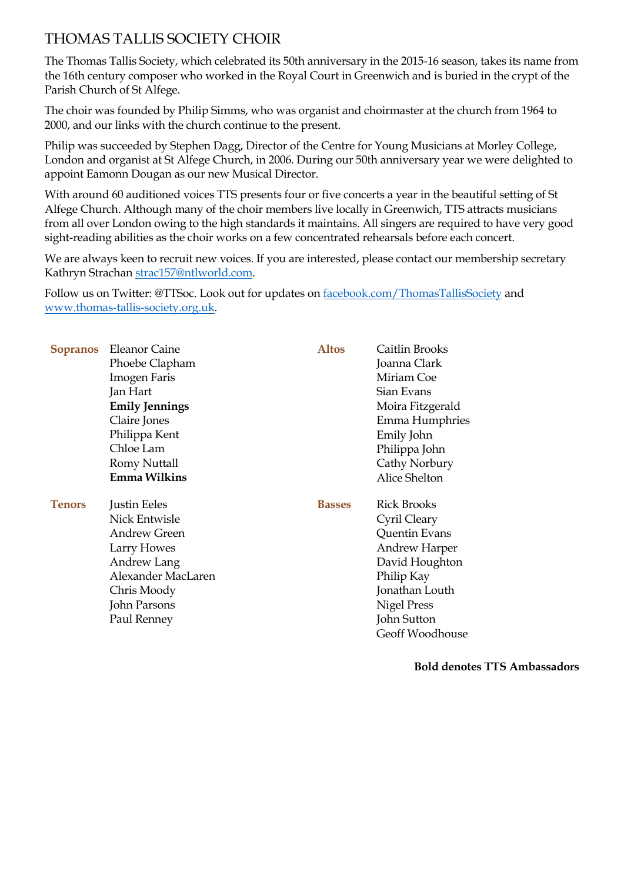# THOMAS TALLIS SOCIETY CHOIR

The Thomas Tallis Society, which celebrated its 50th anniversary in the 2015-16 season, takes its name from the 16th century composer who worked in the Royal Court in Greenwich and is buried in the crypt of the Parish Church of St Alfege.

The choir was founded by Philip Simms, who was organist and choirmaster at the church from 1964 to 2000, and our links with the church continue to the present.

Philip was succeeded by Stephen Dagg, Director of the Centre for Young Musicians at Morley College, London and organist at St Alfege Church, in 2006. During our 50th anniversary year we were delighted to appoint Eamonn Dougan as our new Musical Director.

With around 60 auditioned voices TTS presents four or five concerts a year in the beautiful setting of St Alfege Church. Although many of the choir members live locally in Greenwich, TTS attracts musicians from all over London owing to the high standards it maintains. All singers are required to have very good sight-reading abilities as the choir works on a few concentrated rehearsals before each concert.

We are always keen to recruit new voices. If you are interested, please contact our membership secretary Kathryn Strachan [strac157@ntlworld.com](mailto:strac157@ntlworld.com).

Follow us on Twitter: @TTSoc. Look out for updates on [facebook.com/ThomasTallisSociety](https://facebook.com/ThomasTallisSociety) and [www.thomas-tallis-society.org.uk](http://www.thomas-tallis-society.org.uk).

**Sopranos**
Eleanor Caine
Phoebe Clapham
Imogen Faris
Jan Hart
**Emily Jennings**
Claire Jones
Philippa Kent
Chloe Lam
Romy Nuttall
**Emma Wilkins**

**Altos**
Caitlin Brooks
Joanna Clark
Miriam Coe
Sian Evans
Moira Fitzgerald
Emma Humphries
Emily John
Philippa John
Cathy Norbury
Alice Shelton

**Tenors**
Justin Eeles
Nick Entwisle
Andrew Green
Larry Howes
Andrew Lang
Alexander MacLaren
Chris Moody
John Parsons
Paul Renney

**Basses**
Rick Brooks
Cyril Cleary
Quentin Evans
Andrew Harper
David Houghton
Philip Kay
Jonathan Louth
Nigel Press
John Sutton
Geoff Woodhouse

**Bold denotes TTS Ambassadors**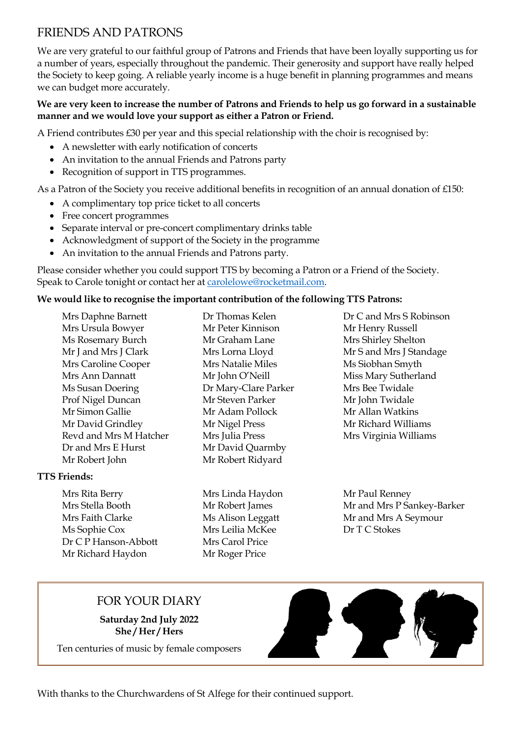## FRIENDS AND PATRONS

We are very grateful to our faithful group of Patrons and Friends that have been loyally supporting us for a number of years, especially throughout the pandemic. Their generosity and support have really helped the Society to keep going. A reliable yearly income is a huge benefit in planning programmes and means we can budget more accurately.

**We are very keen to increase the number of Patrons and Friends to help us go forward in a sustainable manner and we would love your support as either a Patron or Friend.**

A Friend contributes £30 per year and this special relationship with the choir is recognised by:

- A newsletter with early notification of concerts
- An invitation to the annual Friends and Patrons party
- Recognition of support in TTS programmes.

As a Patron of the Society you receive additional benefits in recognition of an annual donation of £150:

- A complimentary top price ticket to all concerts
- Free concert programmes
- Separate interval or pre-concert complimentary drinks table
- Acknowledgment of support of the Society in the programme
- An invitation to the annual Friends and Patrons party.

Please consider whether you could support TTS by becoming a Patron or a Friend of the Society.
Speak to Carole tonight or contact her at carolelowe@rocketmail.com.

**We would like to recognise the important contribution of the following TTS Patrons:**

Mrs Daphne Barnett
Mrs Ursula Bowyer
Ms Rosemary Burch
Mr J and Mrs J Clark
Mrs Caroline Cooper
Mrs Ann Dannatt
Ms Susan Doering
Prof Nigel Duncan
Mr Simon Gallie
Mr David Grindley
Revd and Mrs M Hatcher
Dr and Mrs E Hurst
Mr Robert John
Dr Thomas Kelen
Mr Peter Kinnison
Mr Graham Lane
Mrs Lorna Lloyd
Mrs Natalie Miles
Mr John O'Neill
Dr Mary-Clare Parker
Mr Steven Parker
Mr Adam Pollock
Mr Nigel Press
Mrs Julia Press
Mr David Quarmby
Mr Robert Ridyard
Dr C and Mrs S Robinson
Mr Henry Russell
Mrs Shirley Shelton
Mr S and Mrs J Standage
Ms Siobhan Smyth
Miss Mary Sutherland
Mrs Bee Twidale
Mr John Twidale
Mr Allan Watkins
Mr Richard Williams
Mrs Virginia Williams

**TTS Friends:**

Mrs Rita Berry
Mrs Stella Booth
Mrs Faith Clarke
Ms Sophie Cox
Dr C P Hanson-Abbott
Mr Richard Haydon
Mrs Linda Haydon
Mr Robert James
Ms Alison Leggatt
Mrs Leilia McKee
Mrs Carol Price
Mr Roger Price
Mr Paul Renney
Mr and Mrs P Sankey-Barker
Mr and Mrs A Seymour
Dr T C Stokes

## FOR YOUR DIARY

**Saturday 2nd July 2022**
**She / Her / Hers**

Ten centuries of music by female composers

With thanks to the Churchwardens of St Alfege for their continued support.